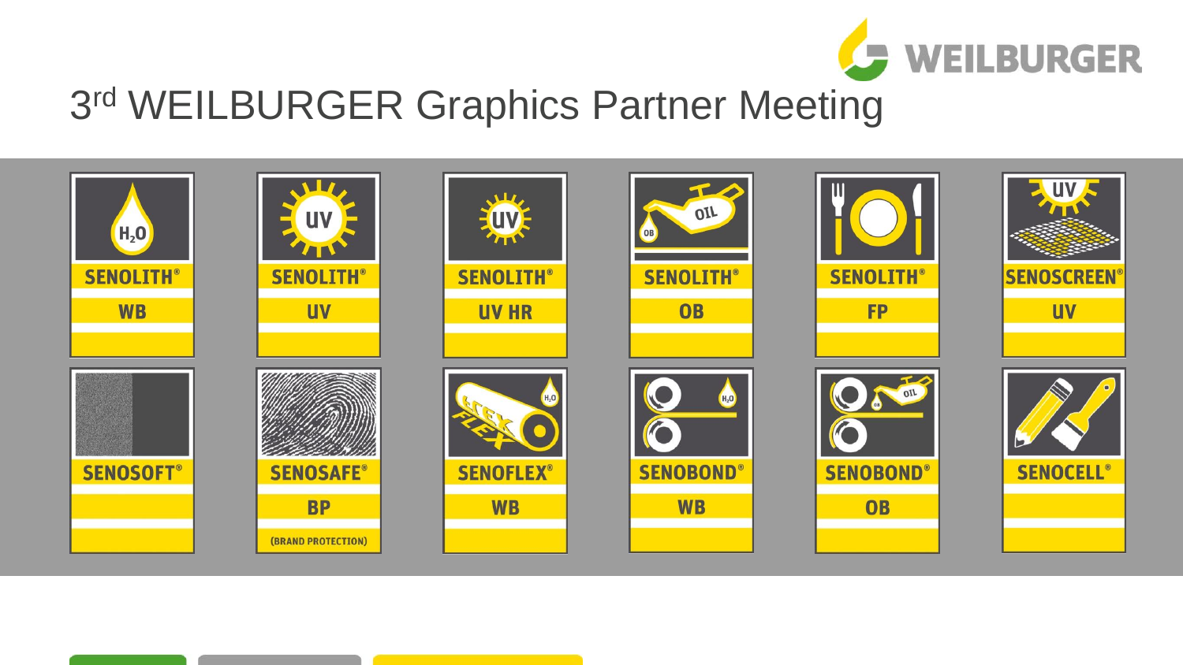# 3rd WEILBURGER Graphics Partner Meeting

| SENOLITH® WB | SENOLITH® UV | SENOLITH® UV HR | SENOLITH® OB | SENOLITH® FP | SENOSCREEN® UV |
|---|---|---|---|---|---|
| SENOSOFT® | SENOSAFE® BP (BRAND PROTECTION) | SENOFLEX® WB | SENOBOND® WB | SENOBOND® OB | SENOCELL® |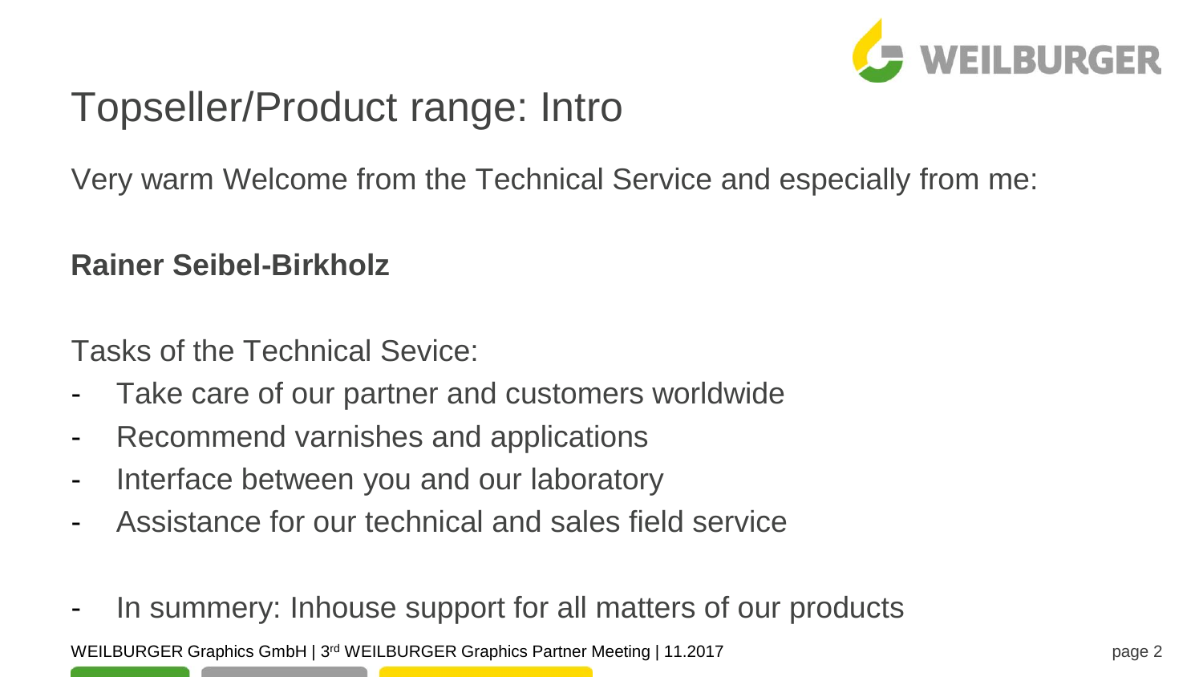# Topseller/Product range: Intro

Very warm Welcome from the Technical Service and especially from me:

**Rainer Seibel-Birkholz**

Tasks of the Technical Sevice:

- Take care of our partner and customers worldwide
- Recommend varnishes and applications
- Interface between you and our laboratory
- Assistance for our technical and sales field service

- In summery: Inhouse support for all matters of our products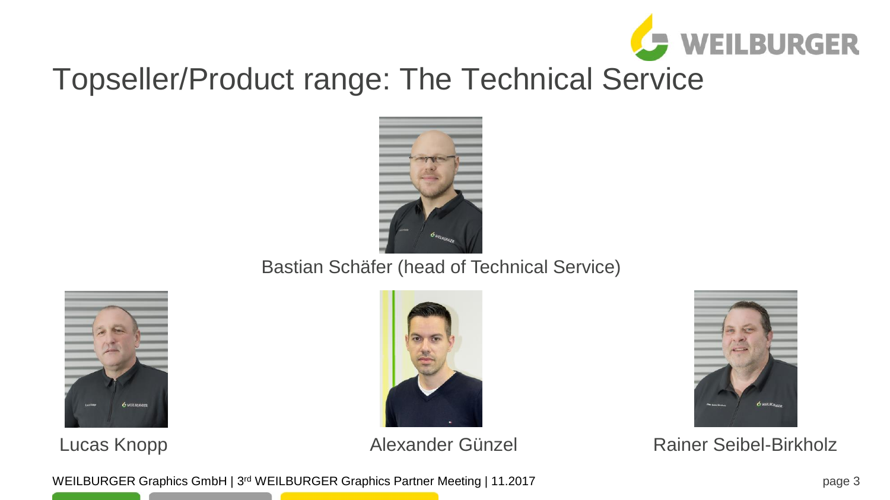# Topseller/Product range: The Technical Service

Bastian Schäfer (head of Technical Service)

Lucas Knopp

Alexander Günzel

Rainer Seibel-Birkholz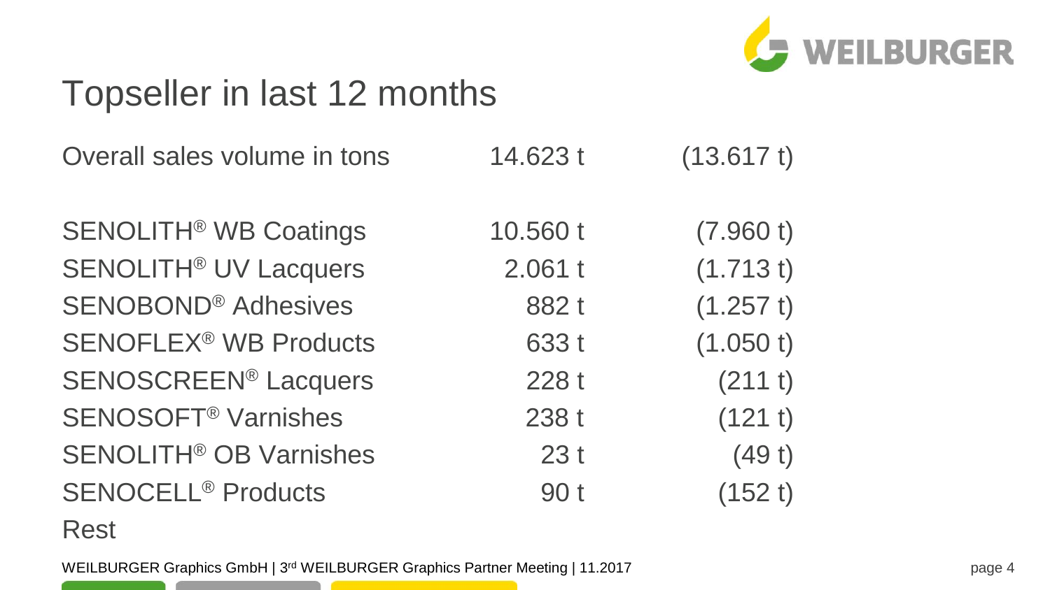# Topseller in last 12 months

| | | |
|---|---|---|
| Overall sales volume in tons | 14.623 t | (13.617 t) |
| | | |
| SENOLITH® WB Coatings | 10.560 t | (7.960 t) |
| SENOLITH® UV Lacquers | 2.061 t | (1.713 t) |
| SENOBOND® Adhesives | 882 t | (1.257 t) |
| SENOFLEX® WB Products | 633 t | (1.050 t) |
| SENOSCREEN® Lacquers | 228 t | (211 t) |
| SENOSOFT® Varnishes | 238 t | (121 t) |
| SENOLITH® OB Varnishes | 23 t | (49 t) |
| SENOCELL® Products | 90 t | (152 t) |
| Rest | | |

WEILBURGER Graphics GmbH | 3rd WEILBURGER Graphics Partner Meeting | 11.2017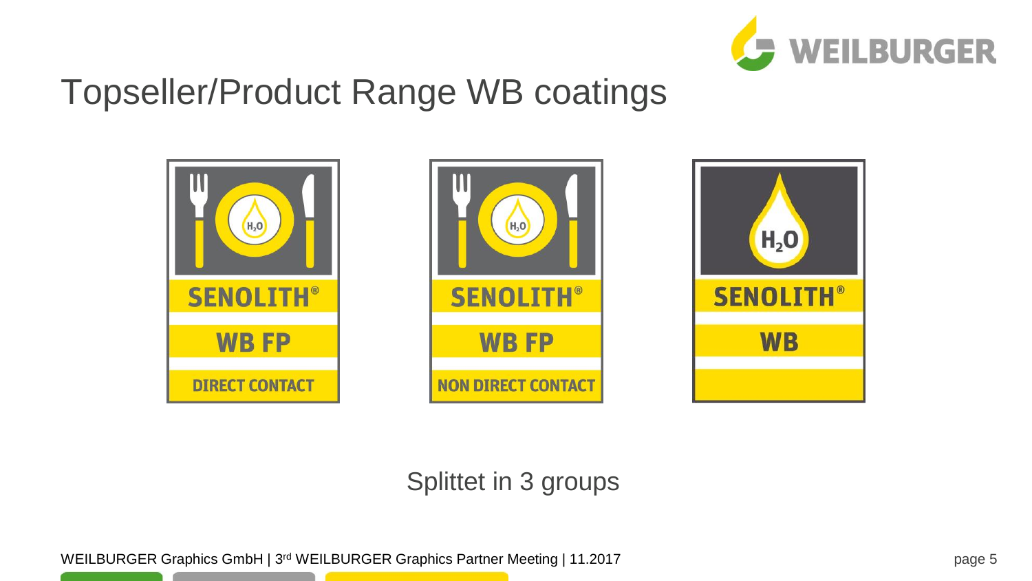# Topseller/Product Range WB coatings

SENOLITH® WB FP DIRECT CONTACT

SENOLITH® WB FP NON DIRECT CONTACT

SENOLITH® WB

Splittet in 3 groups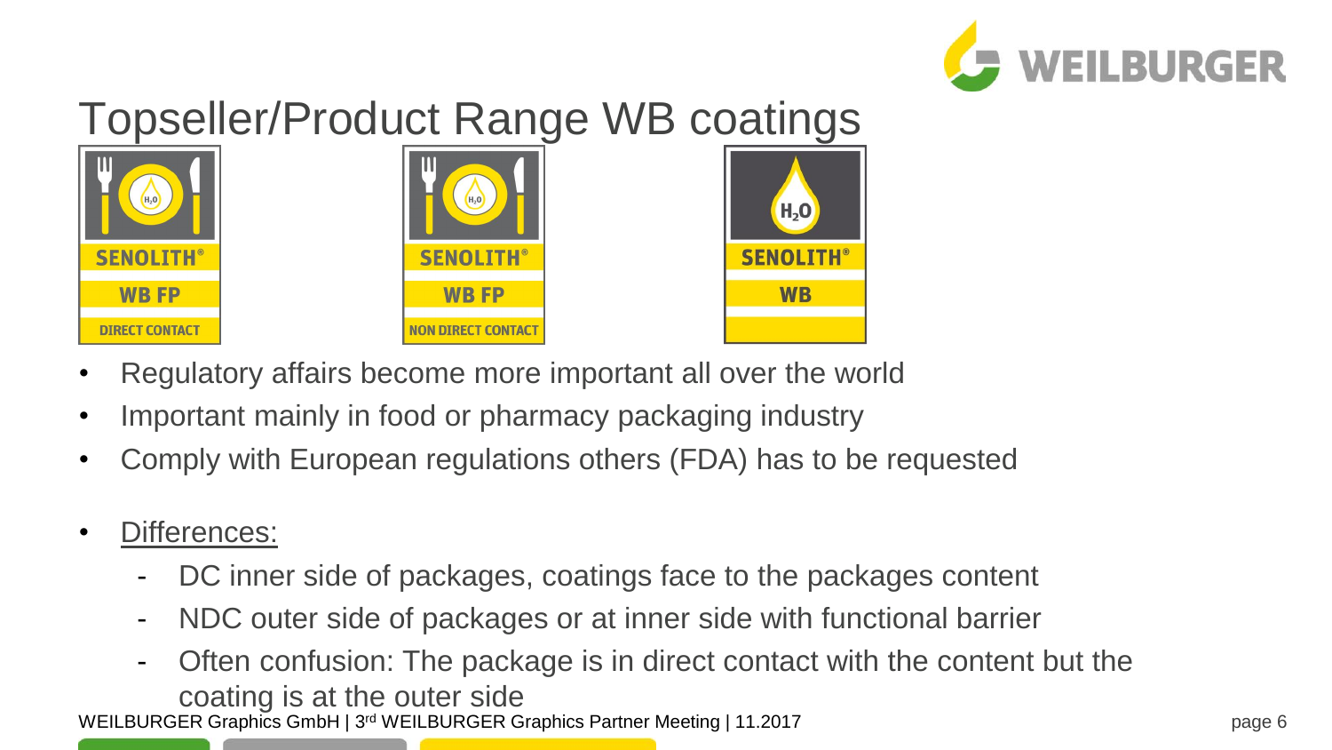# Topseller/Product Range WB coatings

SENOLITH® WB FP DIRECT CONTACT

SENOLITH® WB FP NON DIRECT CONTACT

SENOLITH® WB

- Regulatory affairs become more important all over the world
- Important mainly in food or pharmacy packaging industry
- Comply with European regulations others (FDA) has to be requested

- Differences:
  - DC inner side of packages, coatings face to the packages content
  - NDC outer side of packages or at inner side with functional barrier
  - Often confusion: The package is in direct contact with the content but the coating is at the outer side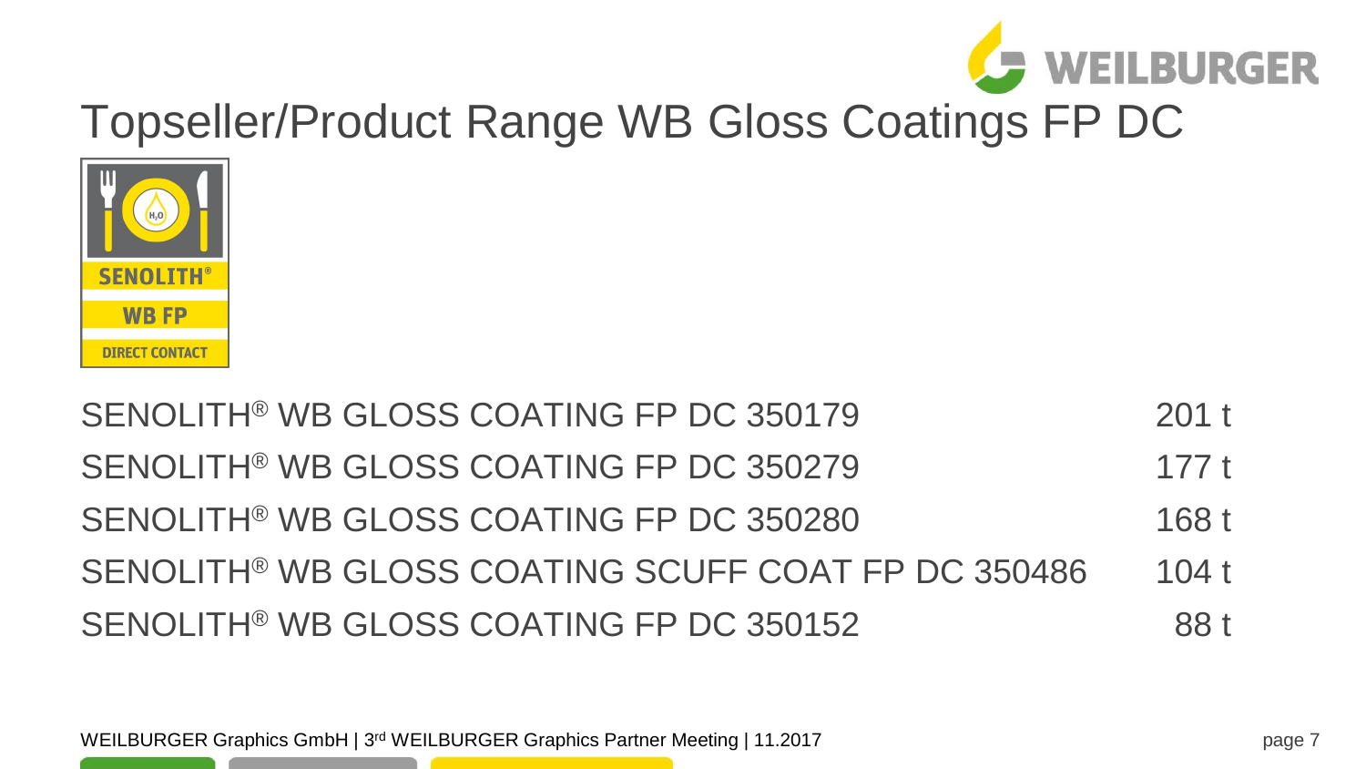# Topseller/Product Range WB Gloss Coatings FP DC

SENOLITH®
WB FP
DIRECT CONTACT

| Product | Quantity |
| --- | --- |
| SENOLITH® WB GLOSS COATING FP DC 350179 | 201 t |
| SENOLITH® WB GLOSS COATING FP DC 350279 | 177 t |
| SENOLITH® WB GLOSS COATING FP DC 350280 | 168 t |
| SENOLITH® WB GLOSS COATING SCUFF COAT FP DC 350486 | 104 t |
| SENOLITH® WB GLOSS COATING FP DC 350152 | 88 t |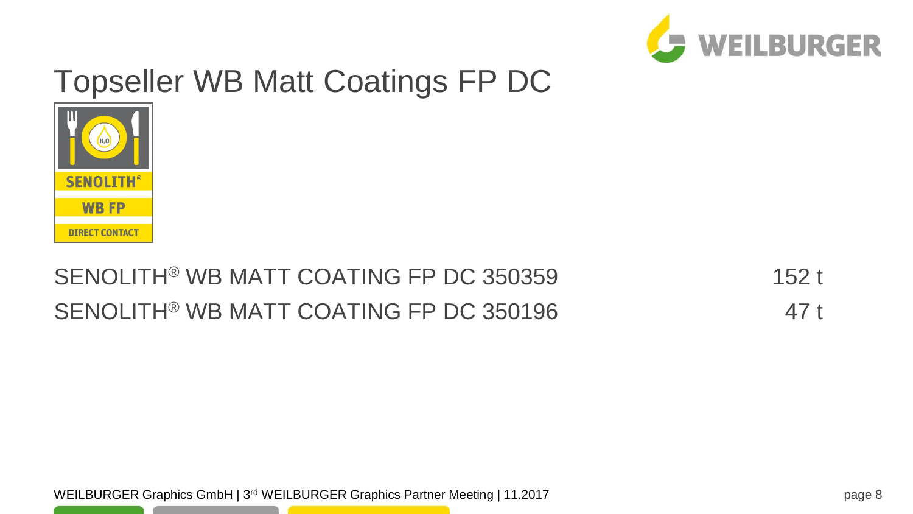# Topseller WB Matt Coatings FP DC

| | |
|---|---|
| SENOLITH® WB MATT COATING FP DC 350359 | 152 t |
| SENOLITH® WB MATT COATING FP DC 350196 | 47 t |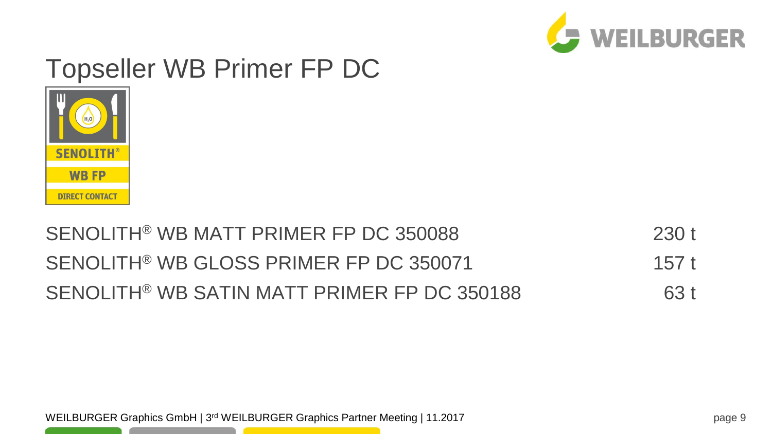# Topseller WB Primer FP DC

| | |
|---|---|
| SENOLITH® WB MATT PRIMER FP DC 350088 | 230 t |
| SENOLITH® WB GLOSS PRIMER FP DC 350071 | 157 t |
| SENOLITH® WB SATIN MATT PRIMER FP DC 350188 | 63 t |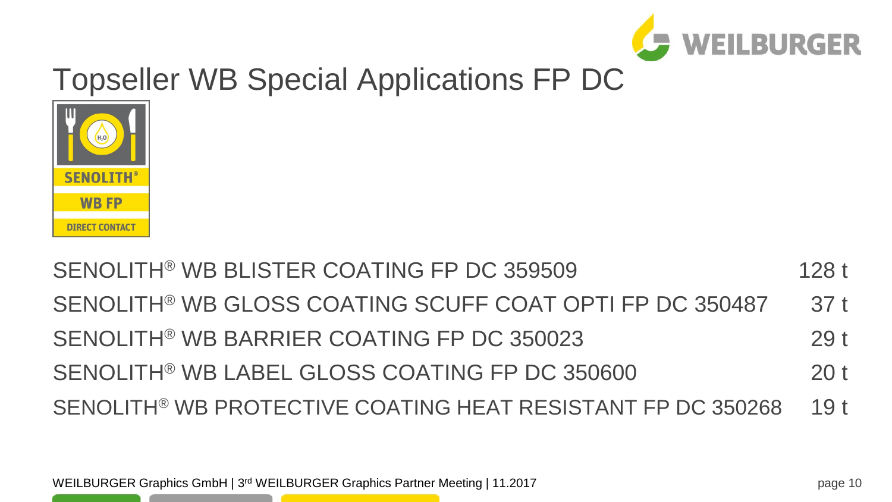# Topseller WB Special Applications FP DC

| Product | Quantity |
| --- | --- |
| SENOLITH® WB BLISTER COATING FP DC 359509 | 128 t |
| SENOLITH® WB GLOSS COATING SCUFF COAT OPTI FP DC 350487 | 37 t |
| SENOLITH® WB BARRIER COATING FP DC 350023 | 29 t |
| SENOLITH® WB LABEL GLOSS COATING FP DC 350600 | 20 t |
| SENOLITH® WB PROTECTIVE COATING HEAT RESISTANT FP DC 350268 | 19 t |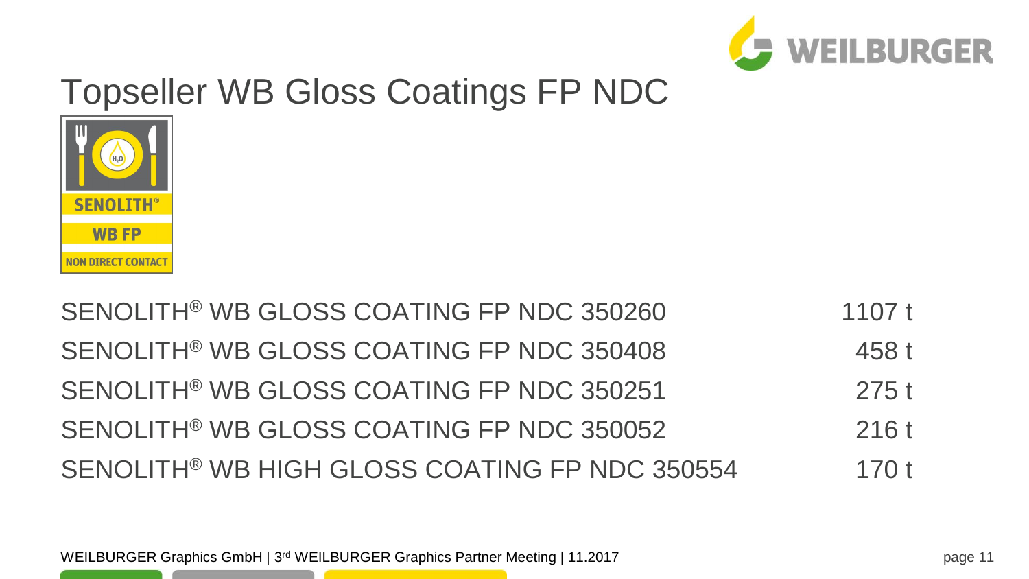# Topseller WB Gloss Coatings FP NDC

| Product | Volume |
|---|---|
| SENOLITH® WB GLOSS COATING FP NDC 350260 | 1107 t |
| SENOLITH® WB GLOSS COATING FP NDC 350408 | 458 t |
| SENOLITH® WB GLOSS COATING FP NDC 350251 | 275 t |
| SENOLITH® WB GLOSS COATING FP NDC 350052 | 216 t |
| SENOLITH® WB HIGH GLOSS COATING FP NDC 350554 | 170 t |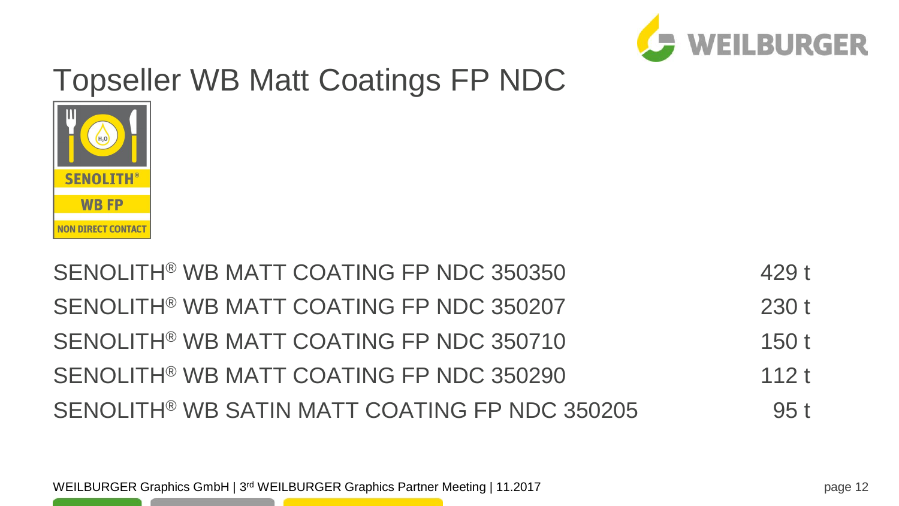# Topseller WB Matt Coatings FP NDC

| Product | Quantity |
| --- | --- |
| SENOLITH® WB MATT COATING FP NDC 350350 | 429 t |
| SENOLITH® WB MATT COATING FP NDC 350207 | 230 t |
| SENOLITH® WB MATT COATING FP NDC 350710 | 150 t |
| SENOLITH® WB MATT COATING FP NDC 350290 | 112 t |
| SENOLITH® WB SATIN MATT COATING FP NDC 350205 | 95 t |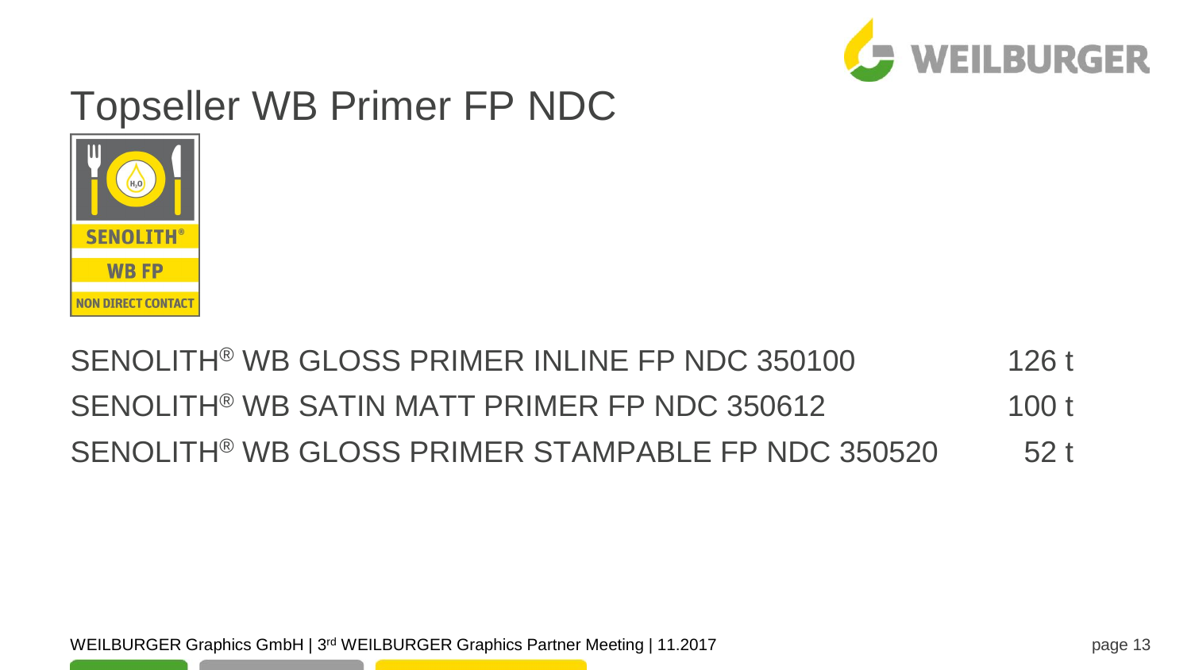# Topseller WB Primer FP NDC

SENOLITH®
WB FP
NON DIRECT CONTACT

| Product | Quantity |
| --- | --- |
| SENOLITH® WB GLOSS PRIMER INLINE FP NDC 350100 | 126 t |
| SENOLITH® WB SATIN MATT PRIMER FP NDC 350612 | 100 t |
| SENOLITH® WB GLOSS PRIMER STAMPABLE FP NDC 350520 | 52 t |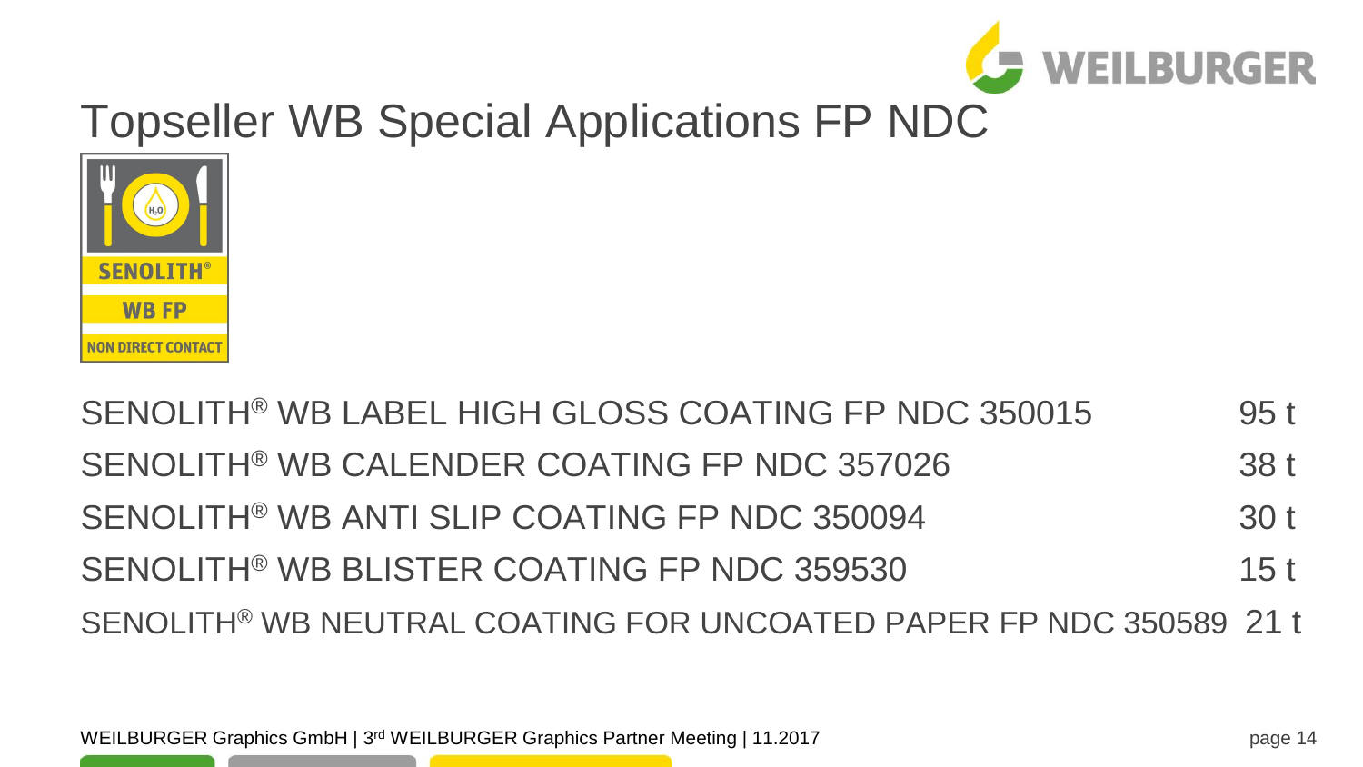# Topseller WB Special Applications FP NDC

SENOLITH®
WB FP
NON DIRECT CONTACT

| Product | Quantity |
|---|---|
| SENOLITH® WB LABEL HIGH GLOSS COATING FP NDC 350015 | 95 t |
| SENOLITH® WB CALENDER COATING FP NDC 357026 | 38 t |
| SENOLITH® WB ANTI SLIP COATING FP NDC 350094 | 30 t |
| SENOLITH® WB BLISTER COATING FP NDC 359530 | 15 t |
| SENOLITH® WB NEUTRAL COATING FOR UNCOATED PAPER FP NDC 350589 | 21 t |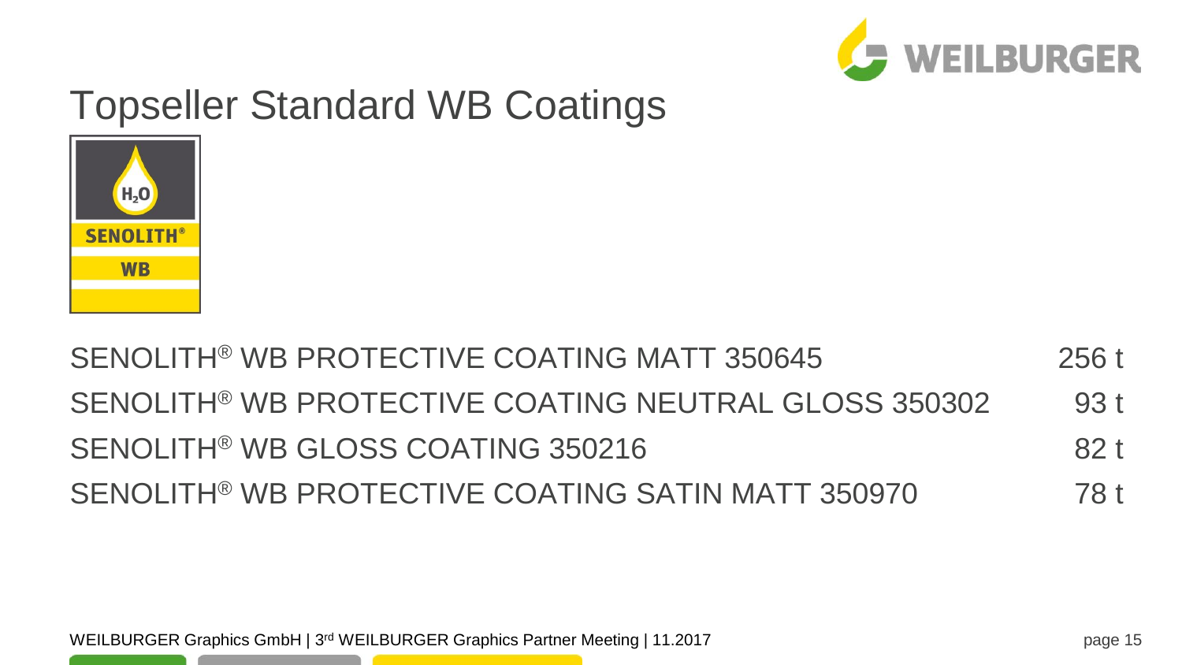# Topseller Standard WB Coatings

| Product | Quantity |
| --- | --- |
| SENOLITH® WB PROTECTIVE COATING MATT 350645 | 256 t |
| SENOLITH® WB PROTECTIVE COATING NEUTRAL GLOSS 350302 | 93 t |
| SENOLITH® WB GLOSS COATING 350216 | 82 t |
| SENOLITH® WB PROTECTIVE COATING SATIN MATT 350970 | 78 t |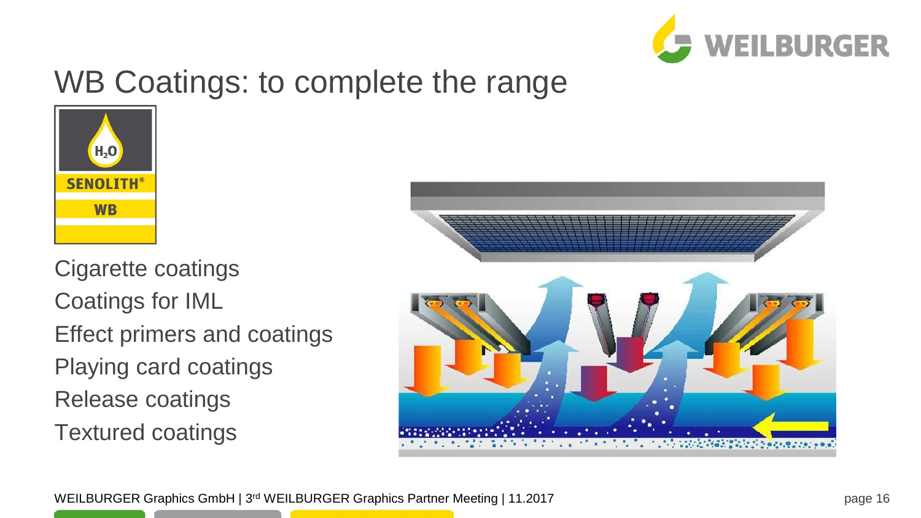# WB Coatings: to complete the range

Cigarette coatings

Coatings for IML

Effect primers and coatings

Playing card coatings

Release coatings

Textured coatings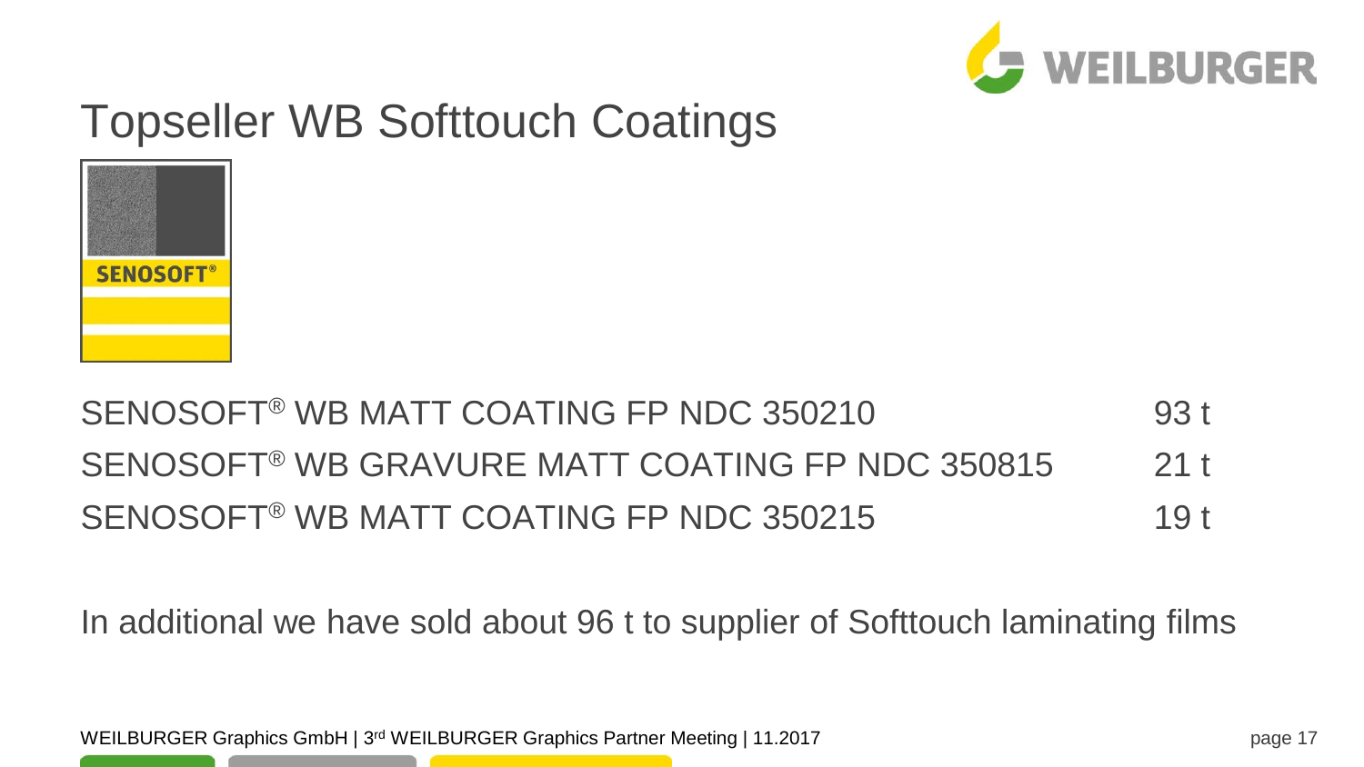# Topseller WB Softtouch Coatings

| | |
|---|---|
| SENOSOFT® WB MATT COATING FP NDC 350210 | 93 t |
| SENOSOFT® WB GRAVURE MATT COATING FP NDC 350815 | 21 t |
| SENOSOFT® WB MATT COATING FP NDC 350215 | 19 t |

In additional we have sold about 96 t to supplier of Softtouch laminating films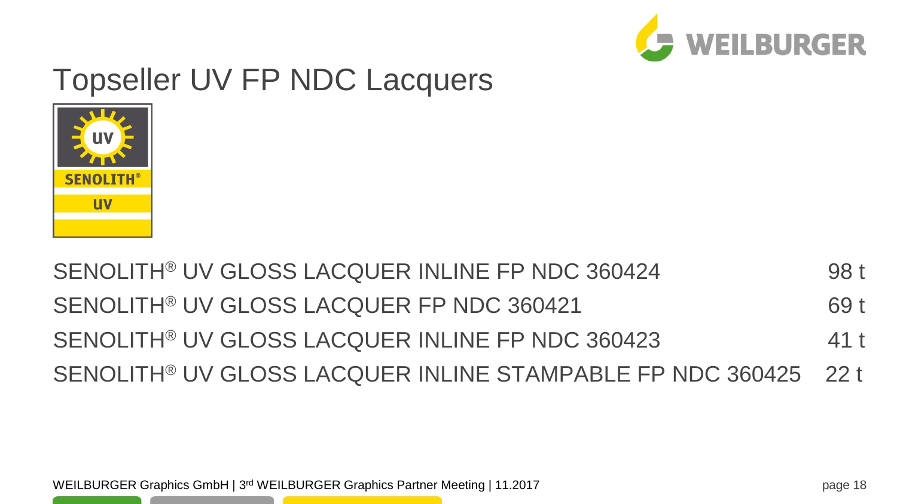# Topseller UV FP NDC Lacquers

| Product | Quantity |
| --- | --- |
| SENOLITH® UV GLOSS LACQUER INLINE FP NDC 360424 | 98 t |
| SENOLITH® UV GLOSS LACQUER FP NDC 360421 | 69 t |
| SENOLITH® UV GLOSS LACQUER INLINE FP NDC 360423 | 41 t |
| SENOLITH® UV GLOSS LACQUER INLINE STAMPABLE FP NDC 360425 | 22 t |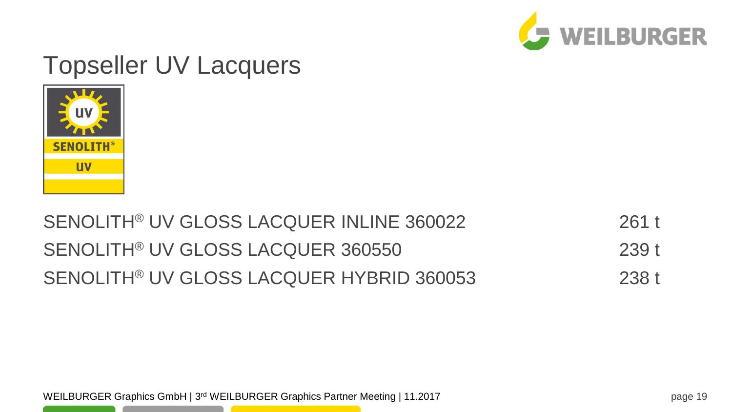# Topseller UV Lacquers

| | |
|---|---|
| SENOLITH® UV GLOSS LACQUER INLINE 360022 | 261 t |
| SENOLITH® UV GLOSS LACQUER 360550 | 239 t |
| SENOLITH® UV GLOSS LACQUER HYBRID 360053 | 238 t |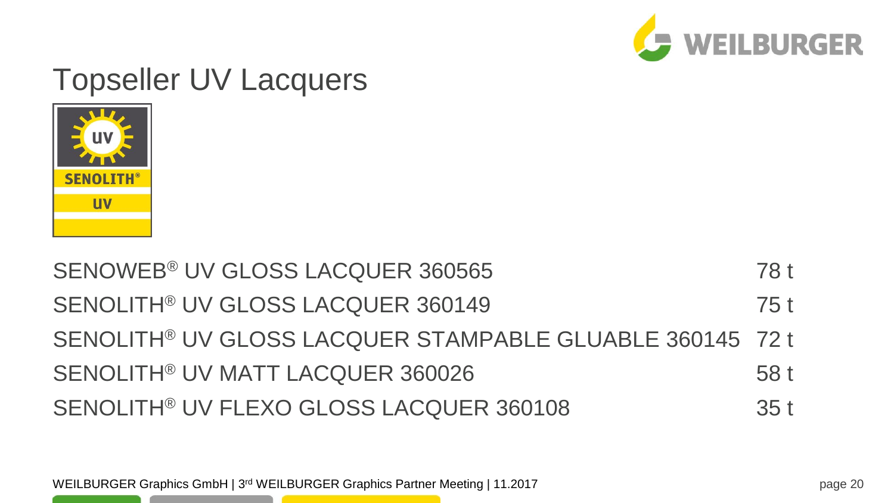# Topseller UV Lacquers

| Product | Quantity |
| --- | --- |
| SENOWEB® UV GLOSS LACQUER 360565 | 78 t |
| SENOLITH® UV GLOSS LACQUER 360149 | 75 t |
| SENOLITH® UV GLOSS LACQUER STAMPABLE GLUABLE 360145 | 72 t |
| SENOLITH® UV MATT LACQUER 360026 | 58 t |
| SENOLITH® UV FLEXO GLOSS LACQUER 360108 | 35 t |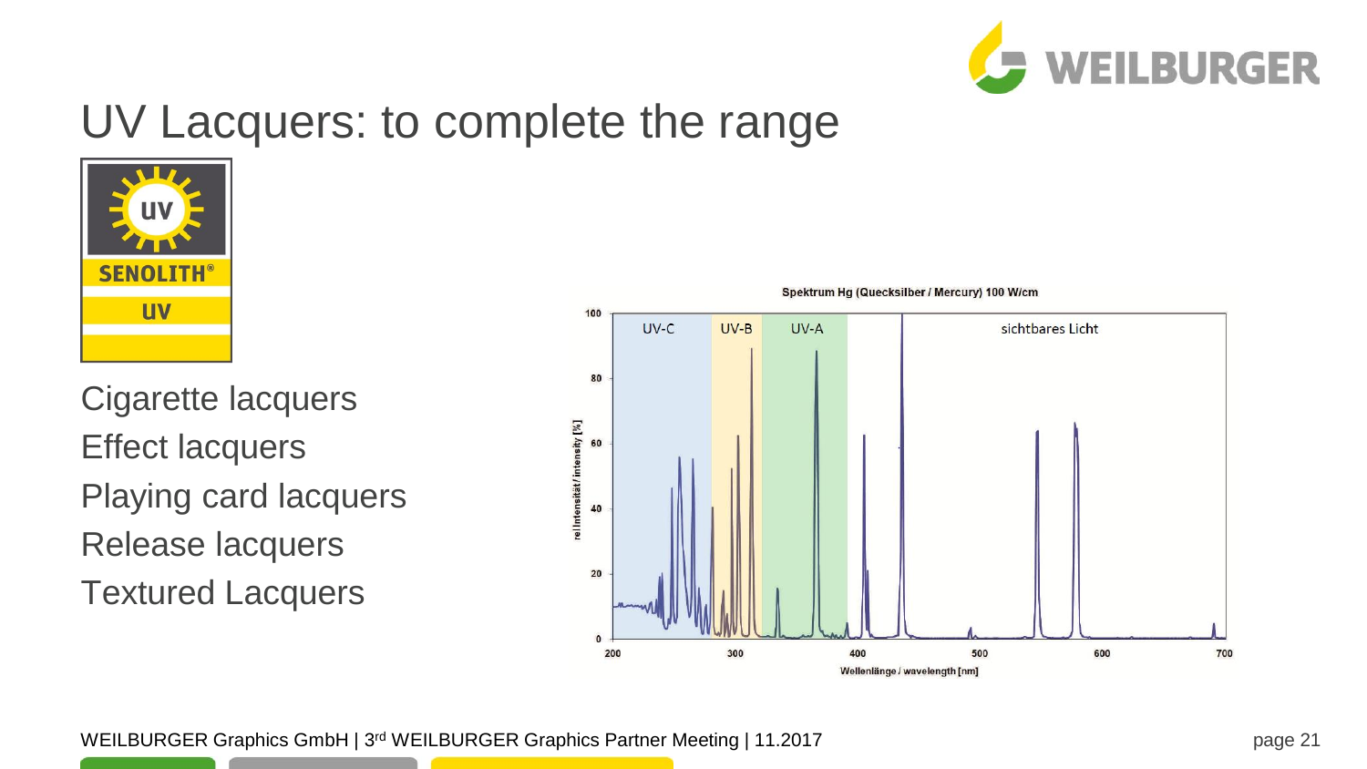# UV Lacquers: to complete the range

SENOLITH® UV

- Cigarette lacquers
- Effect lacquers
- Playing card lacquers
- Release lacquers
- Textured Lacquers

Spektrum Hg (Quecksilber / Mercury) 100 W/cm

UV-C | UV-B | UV-A | sichtbares Licht

rel Intensität / intensity [%]

Wellenlänge / wavelength [nm]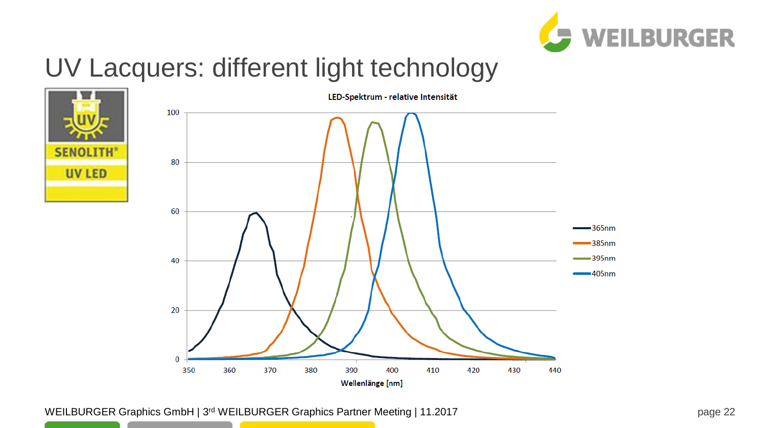# UV Lacquers: different light technology

SENOLITH® UV LED

LED-Spektrum - relative Intensität

Wellenlänge [nm]

- 365nm
- 385nm
- 395nm
- 405nm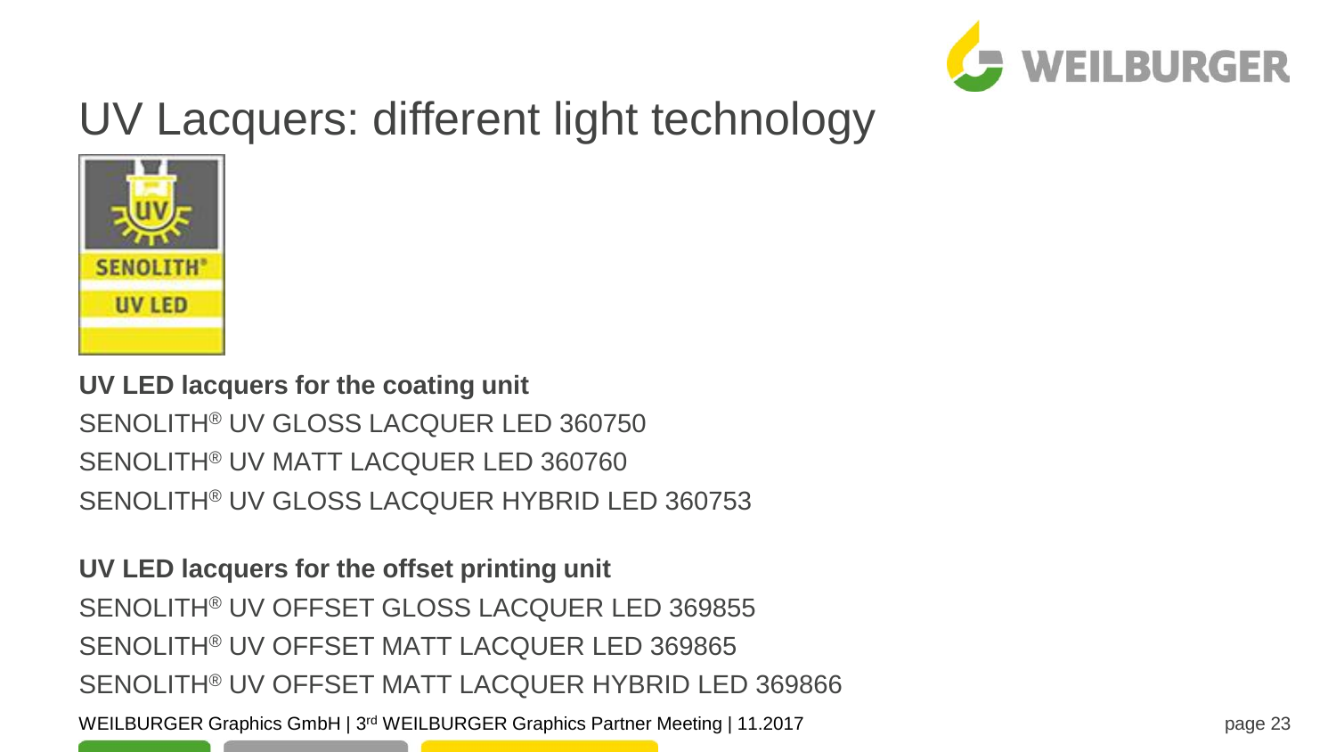# UV Lacquers: different light technology

**UV LED lacquers for the coating unit**

SENOLITH® UV GLOSS LACQUER LED 360750

SENOLITH® UV MATT LACQUER LED 360760

SENOLITH® UV GLOSS LACQUER HYBRID LED 360753

**UV LED lacquers for the offset printing unit**

SENOLITH® UV OFFSET GLOSS LACQUER LED 369855

SENOLITH® UV OFFSET MATT LACQUER LED 369865

SENOLITH® UV OFFSET MATT LACQUER HYBRID LED 369866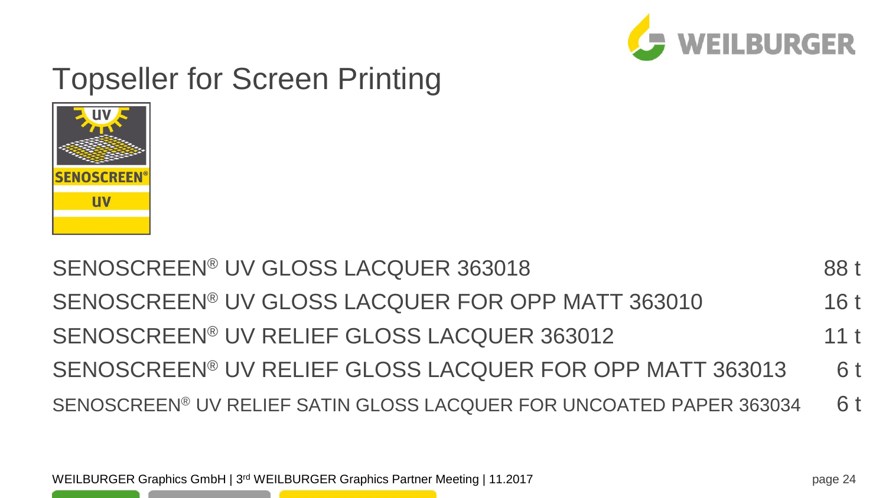# Topseller for Screen Printing

| Product | Quantity |
| --- | --- |
| SENOSCREEN® UV GLOSS LACQUER 363018 | 88 t |
| SENOSCREEN® UV GLOSS LACQUER FOR OPP MATT 363010 | 16 t |
| SENOSCREEN® UV RELIEF GLOSS LACQUER 363012 | 11 t |
| SENOSCREEN® UV RELIEF GLOSS LACQUER FOR OPP MATT 363013 | 6 t |
| SENOSCREEN® UV RELIEF SATIN GLOSS LACQUER FOR UNCOATED PAPER 363034 | 6 t |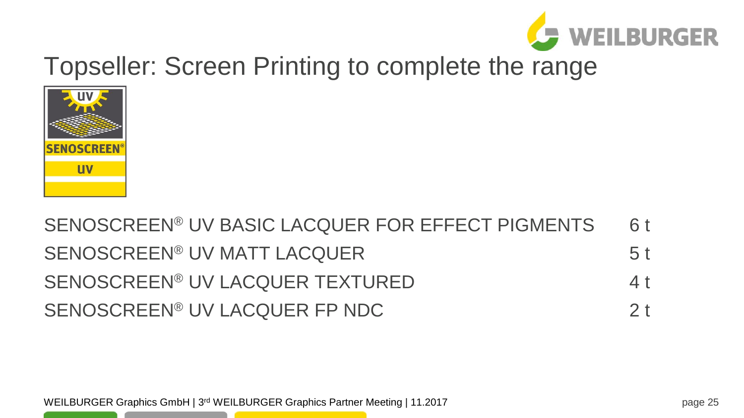# Topseller: Screen Printing to complete the range

| | |
|---|---|
| SENOSCREEN® UV BASIC LACQUER FOR EFFECT PIGMENTS | 6 t |
| SENOSCREEN® UV MATT LACQUER | 5 t |
| SENOSCREEN® UV LACQUER TEXTURED | 4 t |
| SENOSCREEN® UV LACQUER FP NDC | 2 t |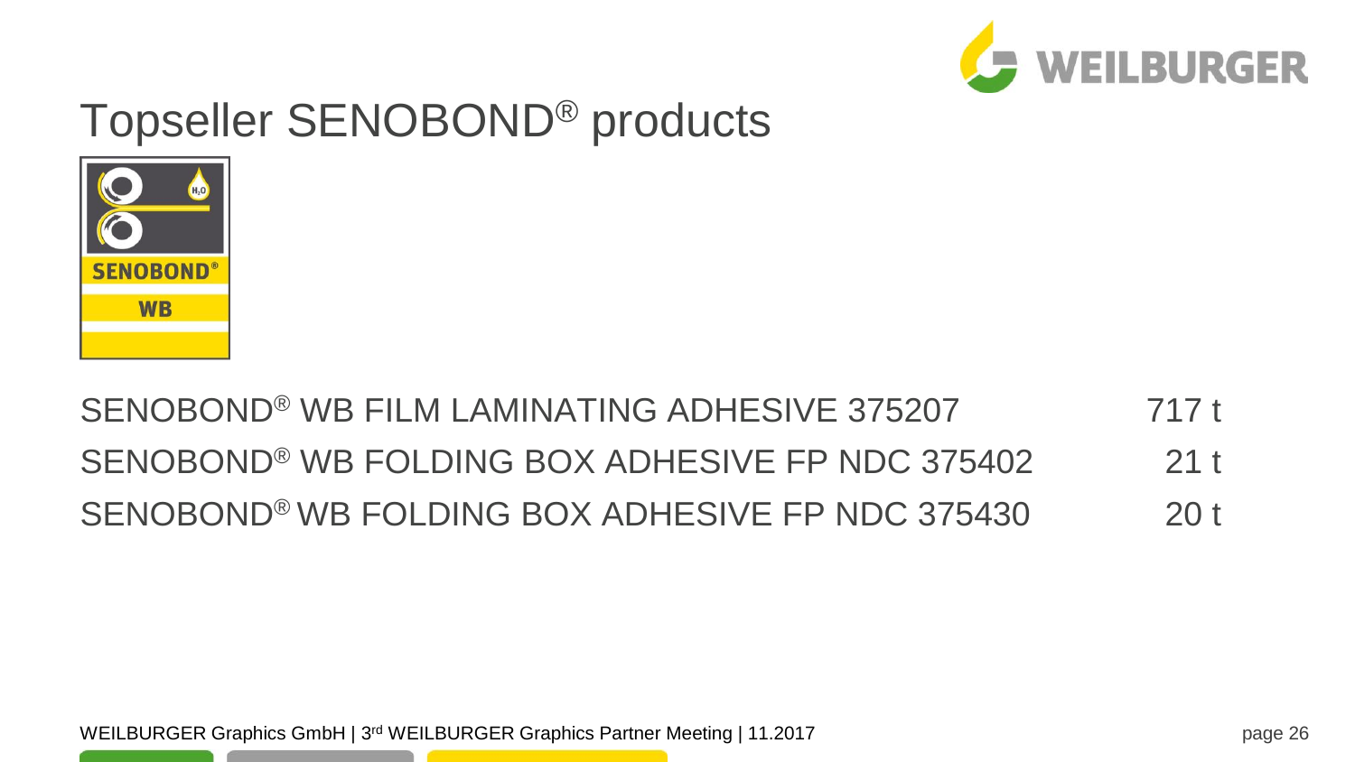# Topseller SENOBOND® products

| | |
|---|---|
| SENOBOND® WB FILM LAMINATING ADHESIVE 375207 | 717 t |
| SENOBOND® WB FOLDING BOX ADHESIVE FP NDC 375402 | 21 t |
| SENOBOND® WB FOLDING BOX ADHESIVE FP NDC 375430 | 20 t |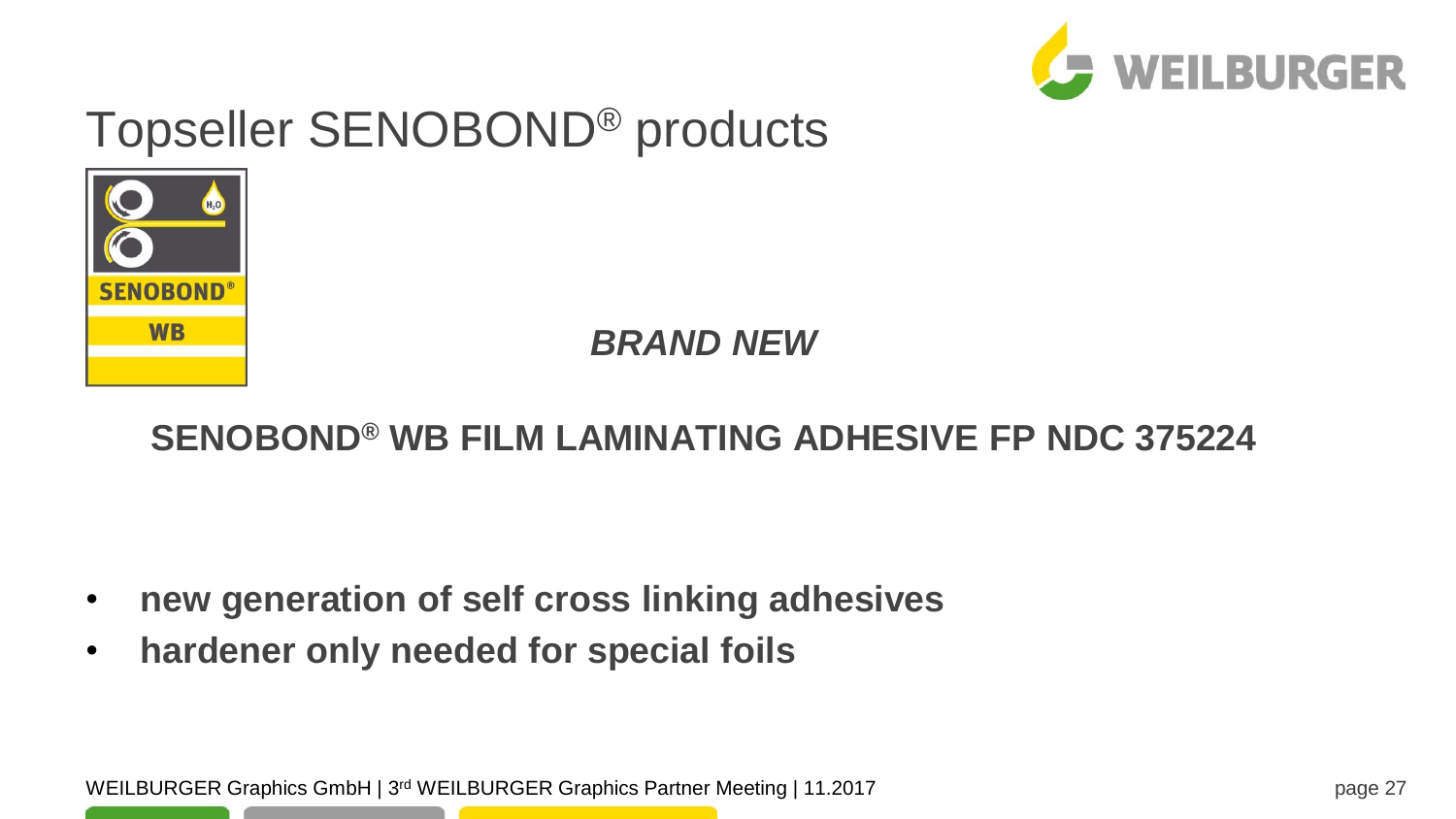# Topseller SENOBOND® products

***BRAND NEW***

## SENOBOND® WB FILM LAMINATING ADHESIVE FP NDC 375224

- **new generation of self cross linking adhesives**
- **hardener only needed for special foils**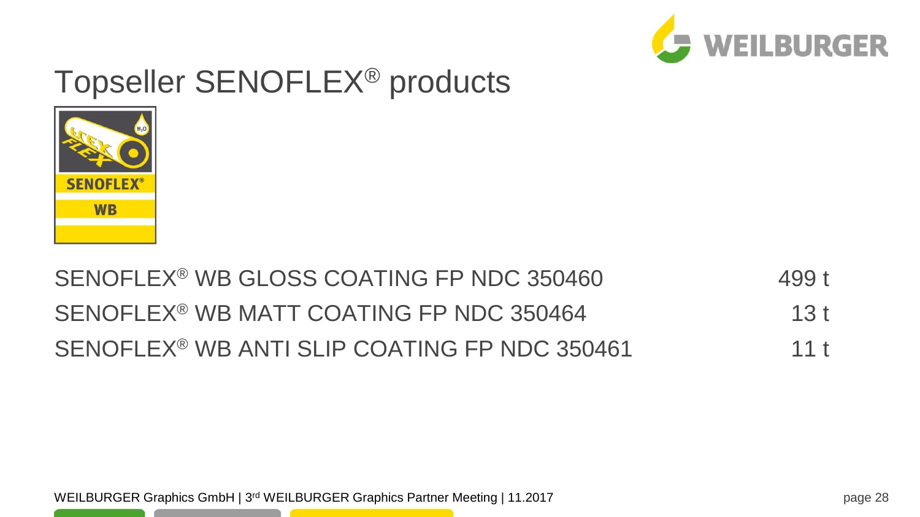# Topseller SENOFLEX® products

| | |
|---|---|
| SENOFLEX® WB GLOSS COATING FP NDC 350460 | 499 t |
| SENOFLEX® WB MATT COATING FP NDC 350464 | 13 t |
| SENOFLEX® WB ANTI SLIP COATING FP NDC 350461 | 11 t |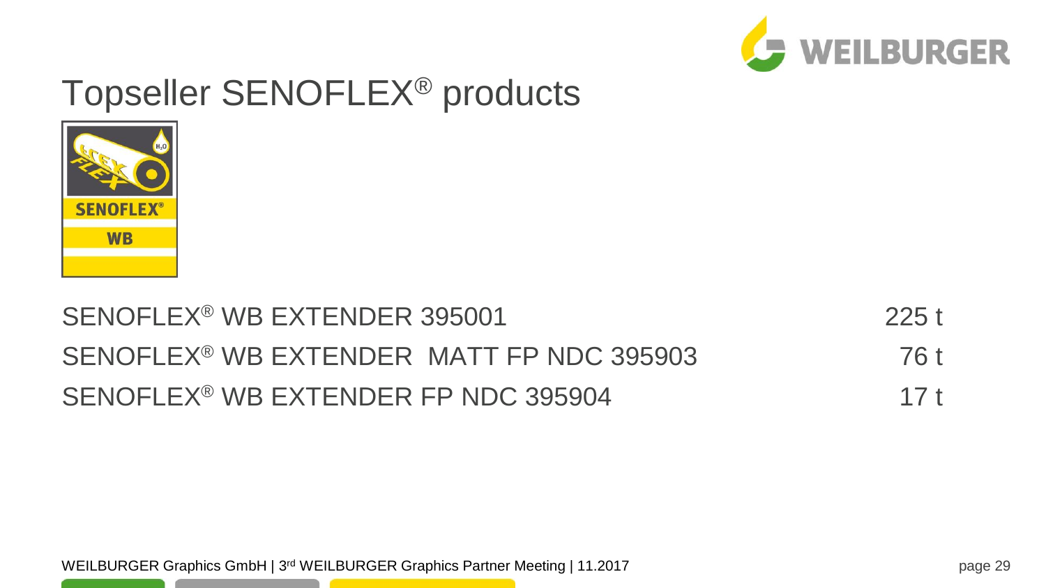# Topseller SENOFLEX® products

| | |
|---|---|
| SENOFLEX® WB EXTENDER 395001 | 225 t |
| SENOFLEX® WB EXTENDER MATT FP NDC 395903 | 76 t |
| SENOFLEX® WB EXTENDER FP NDC 395904 | 17 t |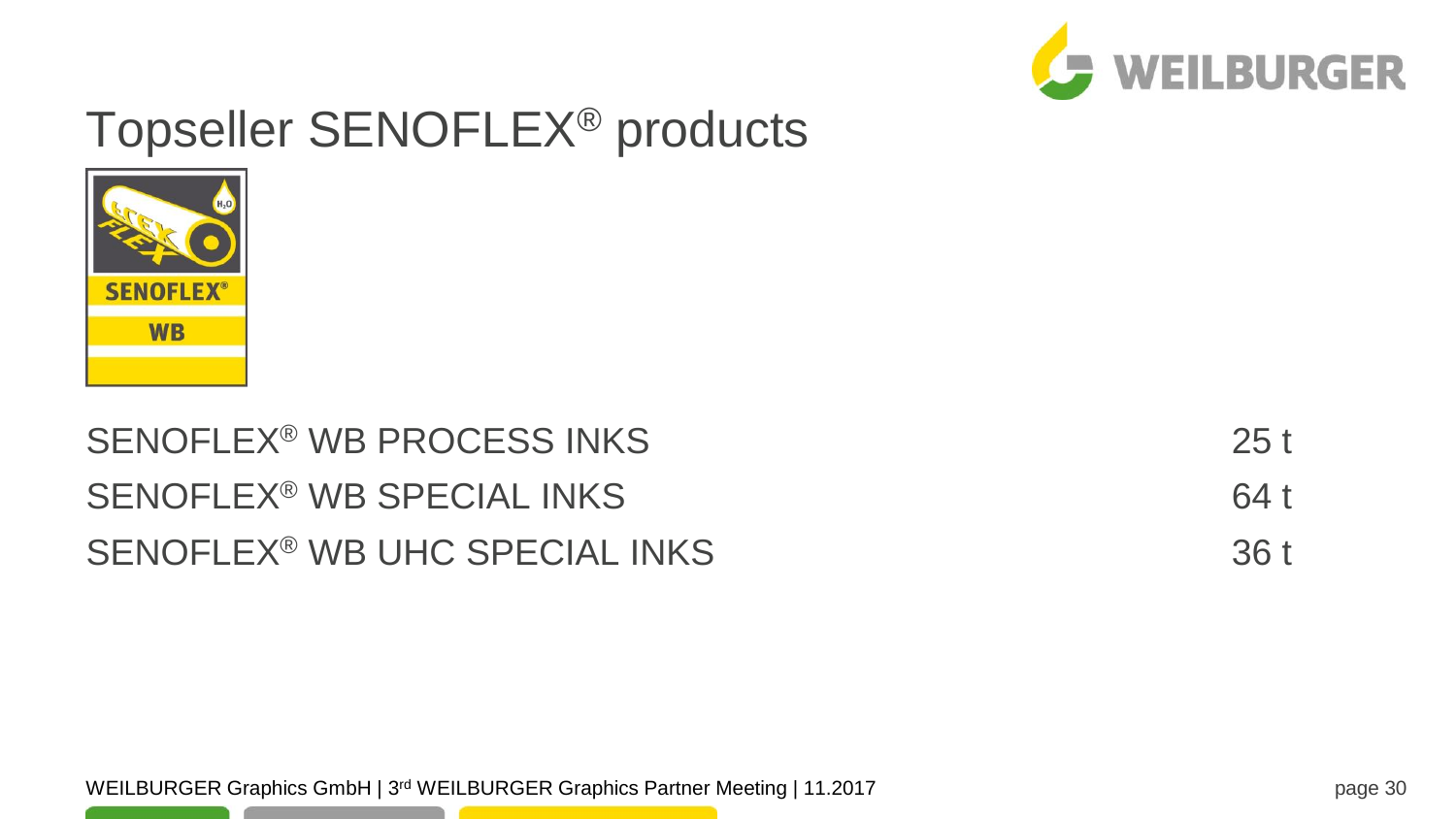# Topseller SENOFLEX® products

| | |
|---|---|
| SENOFLEX® WB PROCESS INKS | 25 t |
| SENOFLEX® WB SPECIAL INKS | 64 t |
| SENOFLEX® WB UHC SPECIAL INKS | 36 t |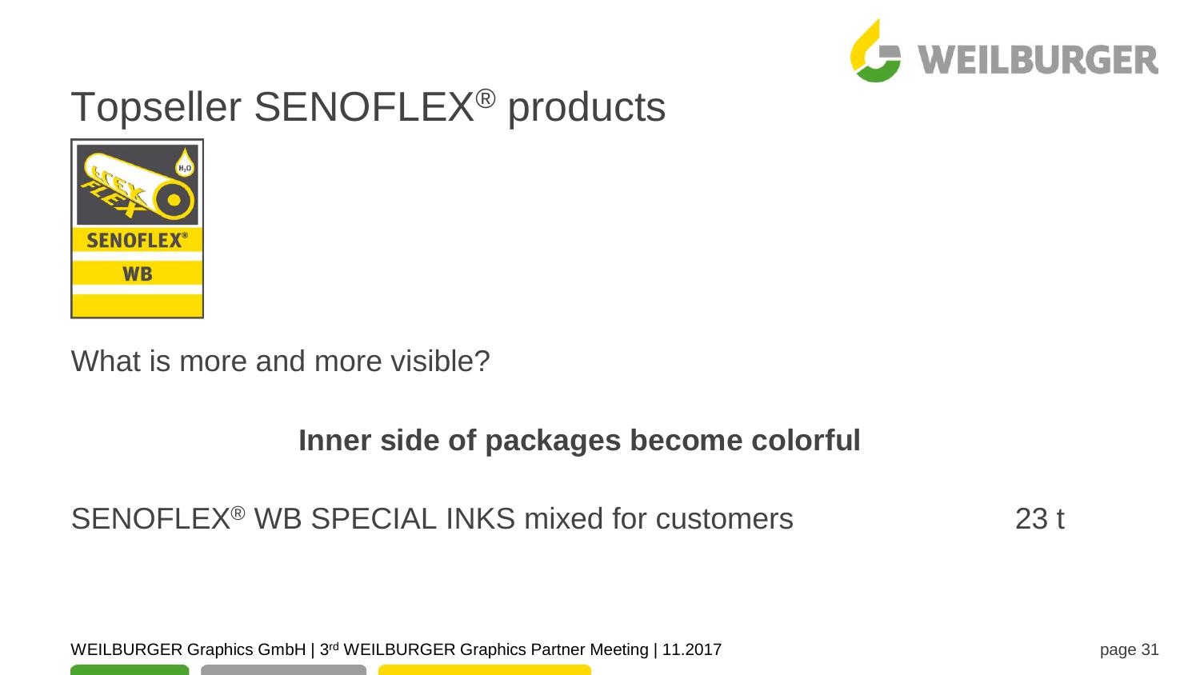# Topseller SENOFLEX® products

What is more and more visible?

**Inner side of packages become colorful**

SENOFLEX® WB SPECIAL INKS mixed for customers 23 t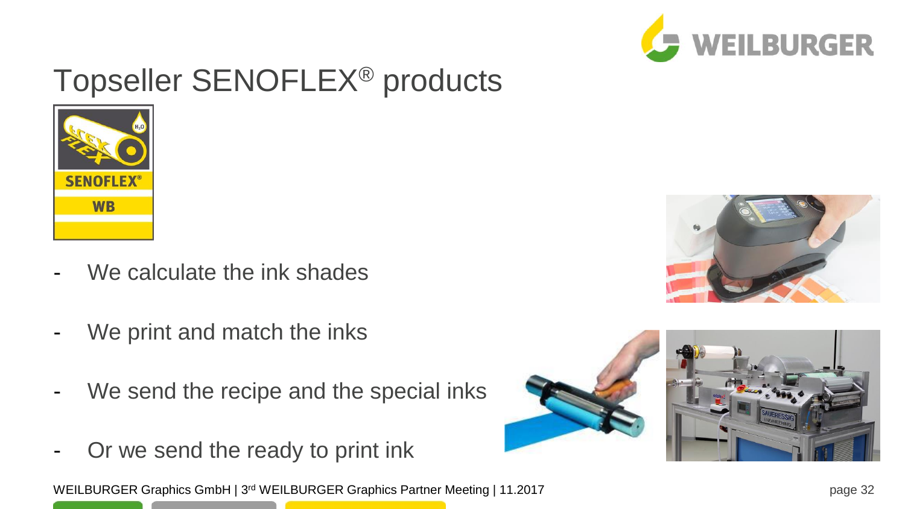# Topseller SENOFLEX® products

- We calculate the ink shades
- We print and match the inks
- We send the recipe and the special inks
- Or we send the ready to print ink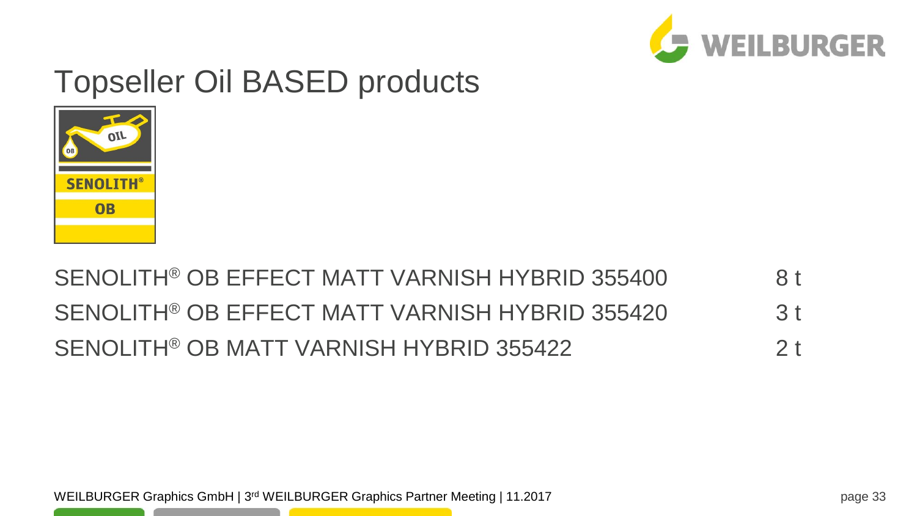# Topseller Oil BASED products

| Product | Quantity |
| --- | --- |
| SENOLITH® OB EFFECT MATT VARNISH HYBRID 355400 | 8 t |
| SENOLITH® OB EFFECT MATT VARNISH HYBRID 355420 | 3 t |
| SENOLITH® OB MATT VARNISH HYBRID 355422 | 2 t |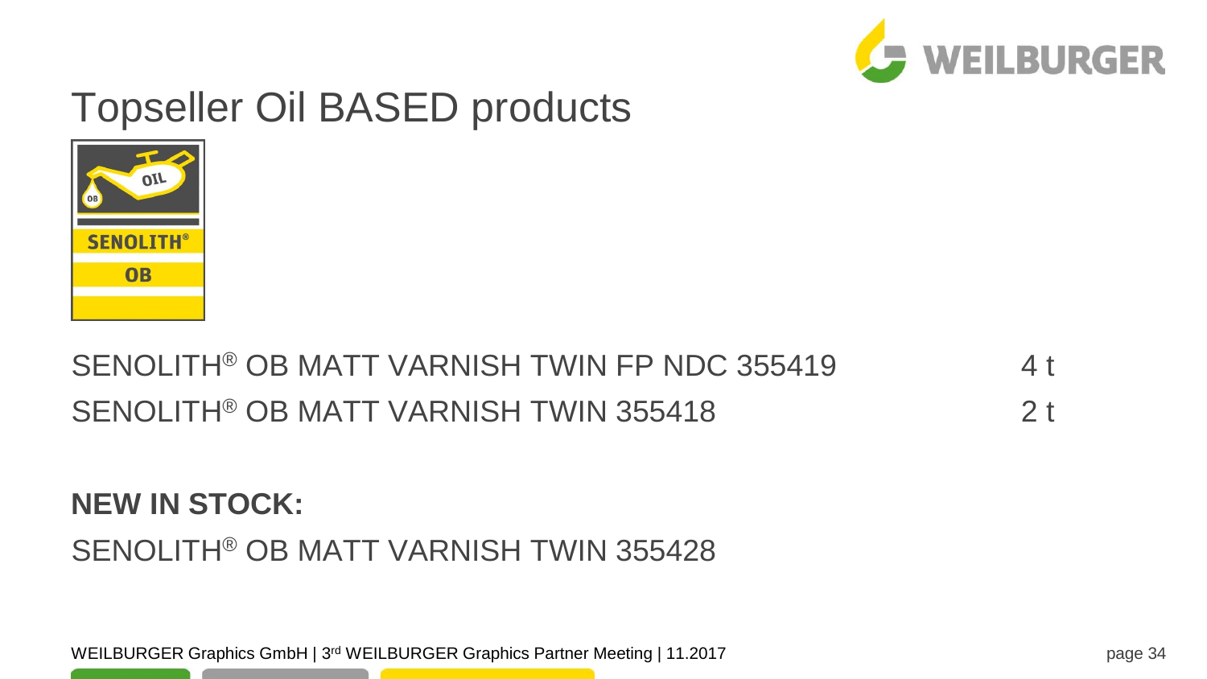# Topseller Oil BASED products

| | |
|---|---|
| SENOLITH® OB MATT VARNISH TWIN FP NDC 355419 | 4 t |
| SENOLITH® OB MATT VARNISH TWIN 355418 | 2 t |

**NEW IN STOCK:**

SENOLITH® OB MATT VARNISH TWIN 355428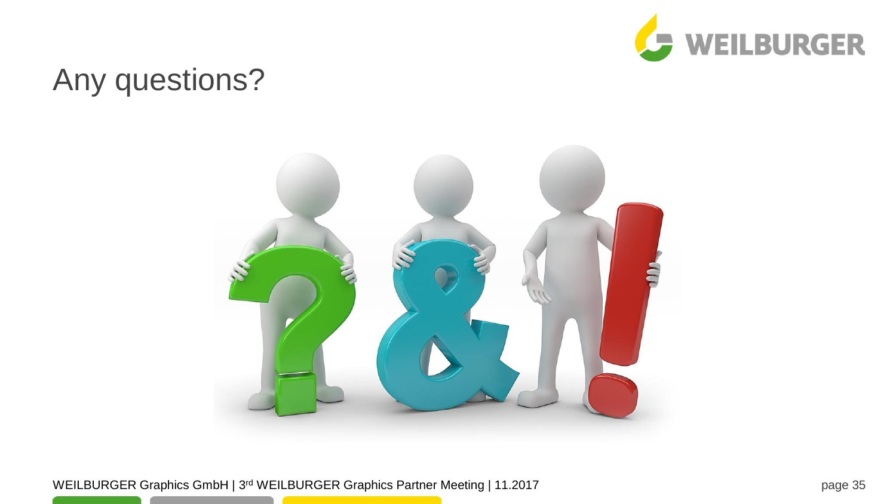# Any questions?